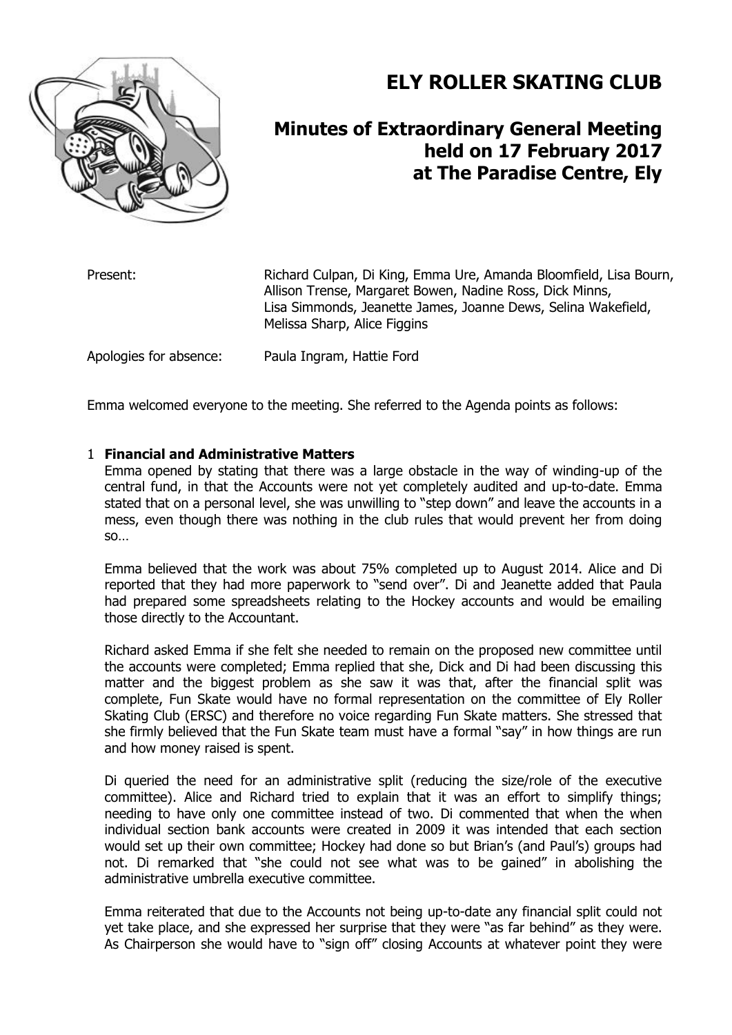# ELY ROLLER SKATING CLUB

## Minutes of Extraordinary General Meeting held on 17 February 2017 at The Paradise Centre, Ely

| | |
|---|---|
| Present: | Richard Culpan, Di King, Emma Ure, Amanda Bloomfield, Lisa Bourn, Allison Trense, Margaret Bowen, Nadine Ross, Dick Minns, Lisa Simmonds, Jeanette James, Joanne Dews, Selina Wakefield, Melissa Sharp, Alice Figgins |
| Apologies for absence: | Paula Ingram, Hattie Ford |

Emma welcomed everyone to the meeting. She referred to the Agenda points as follows:

1 **Financial and Administrative Matters**

Emma opened by stating that there was a large obstacle in the way of winding-up of the central fund, in that the Accounts were not yet completely audited and up-to-date. Emma stated that on a personal level, she was unwilling to "step down" and leave the accounts in a mess, even though there was nothing in the club rules that would prevent her from doing so…

Emma believed that the work was about 75% completed up to August 2014. Alice and Di reported that they had more paperwork to "send over". Di and Jeanette added that Paula had prepared some spreadsheets relating to the Hockey accounts and would be emailing those directly to the Accountant.

Richard asked Emma if she felt she needed to remain on the proposed new committee until the accounts were completed; Emma replied that she, Dick and Di had been discussing this matter and the biggest problem as she saw it was that, after the financial split was complete, Fun Skate would have no formal representation on the committee of Ely Roller Skating Club (ERSC) and therefore no voice regarding Fun Skate matters. She stressed that she firmly believed that the Fun Skate team must have a formal "say" in how things are run and how money raised is spent.

Di queried the need for an administrative split (reducing the size/role of the executive committee). Alice and Richard tried to explain that it was an effort to simplify things; needing to have only one committee instead of two. Di commented that when the when individual section bank accounts were created in 2009 it was intended that each section would set up their own committee; Hockey had done so but Brian's (and Paul's) groups had not. Di remarked that "she could not see what was to be gained" in abolishing the administrative umbrella executive committee.

Emma reiterated that due to the Accounts not being up-to-date any financial split could not yet take place, and she expressed her surprise that they were "as far behind" as they were. As Chairperson she would have to "sign off" closing Accounts at whatever point they were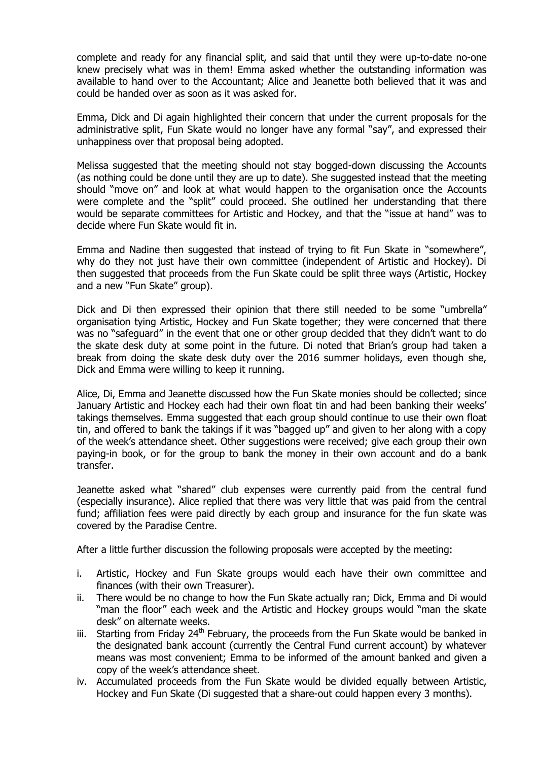complete and ready for any financial split, and said that until they were up-to-date no-one knew precisely what was in them! Emma asked whether the outstanding information was available to hand over to the Accountant; Alice and Jeanette both believed that it was and could be handed over as soon as it was asked for.

Emma, Dick and Di again highlighted their concern that under the current proposals for the administrative split, Fun Skate would no longer have any formal "say", and expressed their unhappiness over that proposal being adopted.

Melissa suggested that the meeting should not stay bogged-down discussing the Accounts (as nothing could be done until they are up to date). She suggested instead that the meeting should "move on" and look at what would happen to the organisation once the Accounts were complete and the "split" could proceed. She outlined her understanding that there would be separate committees for Artistic and Hockey, and that the "issue at hand" was to decide where Fun Skate would fit in.

Emma and Nadine then suggested that instead of trying to fit Fun Skate in "somewhere", why do they not just have their own committee (independent of Artistic and Hockey). Di then suggested that proceeds from the Fun Skate could be split three ways (Artistic, Hockey and a new "Fun Skate" group).

Dick and Di then expressed their opinion that there still needed to be some "umbrella" organisation tying Artistic, Hockey and Fun Skate together; they were concerned that there was no "safeguard" in the event that one or other group decided that they didn't want to do the skate desk duty at some point in the future. Di noted that Brian's group had taken a break from doing the skate desk duty over the 2016 summer holidays, even though she, Dick and Emma were willing to keep it running.

Alice, Di, Emma and Jeanette discussed how the Fun Skate monies should be collected; since January Artistic and Hockey each had their own float tin and had been banking their weeks' takings themselves. Emma suggested that each group should continue to use their own float tin, and offered to bank the takings if it was "bagged up" and given to her along with a copy of the week's attendance sheet. Other suggestions were received; give each group their own paying-in book, or for the group to bank the money in their own account and do a bank transfer.

Jeanette asked what "shared" club expenses were currently paid from the central fund (especially insurance). Alice replied that there was very little that was paid from the central fund; affiliation fees were paid directly by each group and insurance for the fun skate was covered by the Paradise Centre.

After a little further discussion the following proposals were accepted by the meeting:

i. Artistic, Hockey and Fun Skate groups would each have their own committee and finances (with their own Treasurer).
ii. There would be no change to how the Fun Skate actually ran; Dick, Emma and Di would "man the floor" each week and the Artistic and Hockey groups would "man the skate desk" on alternate weeks.
iii. Starting from Friday 24th February, the proceeds from the Fun Skate would be banked in the designated bank account (currently the Central Fund current account) by whatever means was most convenient; Emma to be informed of the amount banked and given a copy of the week's attendance sheet.
iv. Accumulated proceeds from the Fun Skate would be divided equally between Artistic, Hockey and Fun Skate (Di suggested that a share-out could happen every 3 months).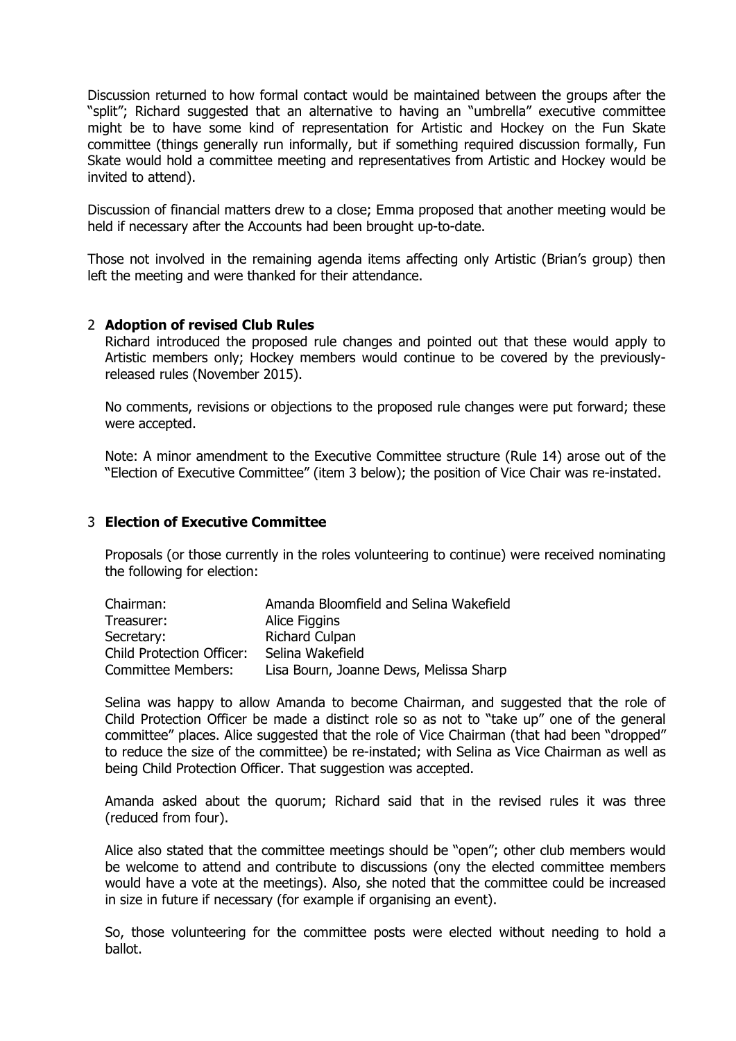Discussion returned to how formal contact would be maintained between the groups after the "split"; Richard suggested that an alternative to having an "umbrella" executive committee might be to have some kind of representation for Artistic and Hockey on the Fun Skate committee (things generally run informally, but if something required discussion formally, Fun Skate would hold a committee meeting and representatives from Artistic and Hockey would be invited to attend).

Discussion of financial matters drew to a close; Emma proposed that another meeting would be held if necessary after the Accounts had been brought up-to-date.

Those not involved in the remaining agenda items affecting only Artistic (Brian's group) then left the meeting and were thanked for their attendance.

## 2 Adoption of revised Club Rules

Richard introduced the proposed rule changes and pointed out that these would apply to Artistic members only; Hockey members would continue to be covered by the previously-released rules (November 2015).

No comments, revisions or objections to the proposed rule changes were put forward; these were accepted.

Note: A minor amendment to the Executive Committee structure (Rule 14) arose out of the "Election of Executive Committee" (item 3 below); the position of Vice Chair was re-instated.

## 3 Election of Executive Committee

Proposals (or those currently in the roles volunteering to continue) were received nominating the following for election:

| | |
|---|---|
| Chairman: | Amanda Bloomfield and Selina Wakefield |
| Treasurer: | Alice Figgins |
| Secretary: | Richard Culpan |
| Child Protection Officer: | Selina Wakefield |
| Committee Members: | Lisa Bourn, Joanne Dews, Melissa Sharp |

Selina was happy to allow Amanda to become Chairman, and suggested that the role of Child Protection Officer be made a distinct role so as not to "take up" one of the general committee" places. Alice suggested that the role of Vice Chairman (that had been "dropped" to reduce the size of the committee) be re-instated; with Selina as Vice Chairman as well as being Child Protection Officer. That suggestion was accepted.

Amanda asked about the quorum; Richard said that in the revised rules it was three (reduced from four).

Alice also stated that the committee meetings should be "open"; other club members would be welcome to attend and contribute to discussions (ony the elected committee members would have a vote at the meetings). Also, she noted that the committee could be increased in size in future if necessary (for example if organising an event).

So, those volunteering for the committee posts were elected without needing to hold a ballot.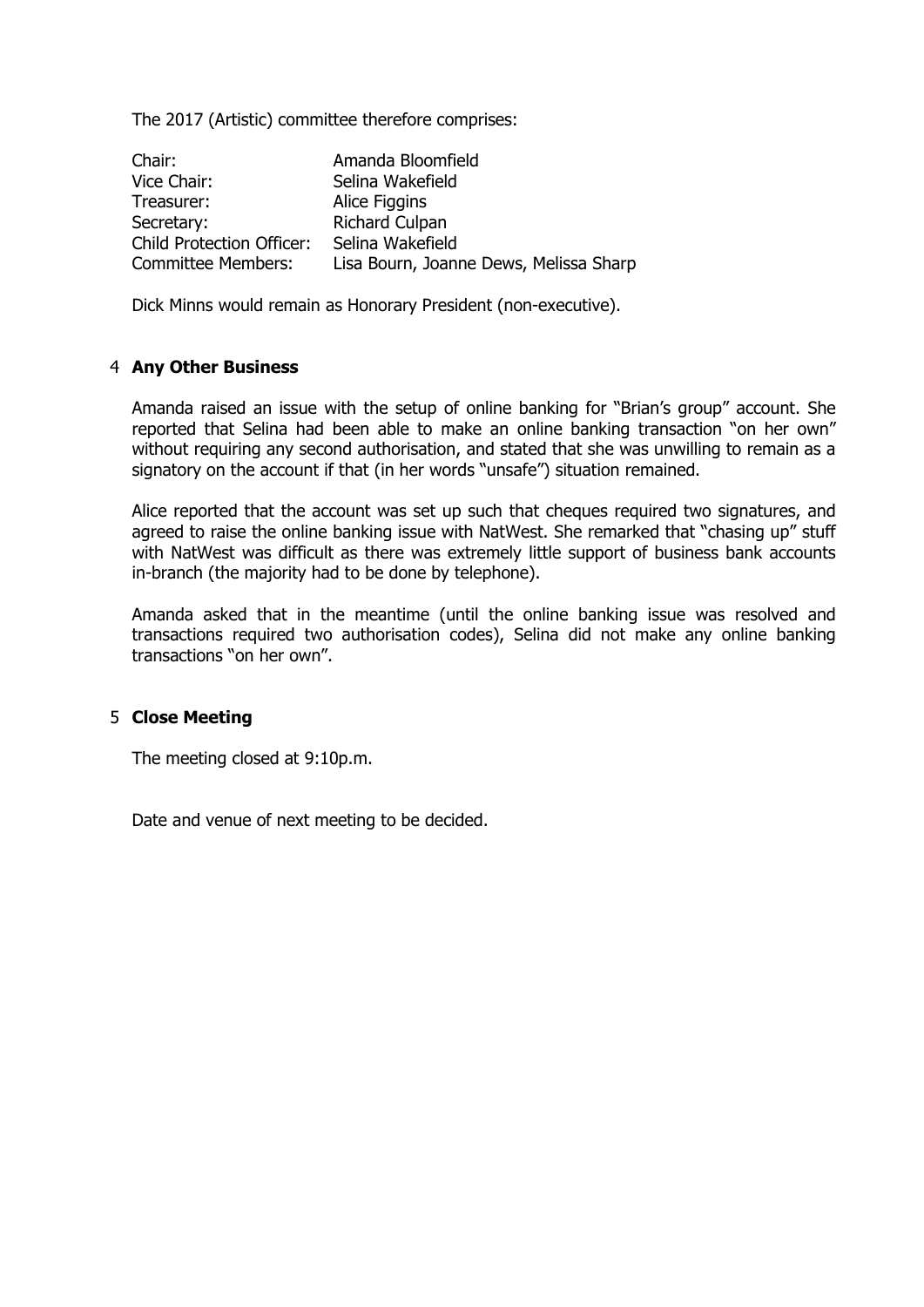The 2017 (Artistic) committee therefore comprises:

| | |
|---|---|
| Chair: | Amanda Bloomfield |
| Vice Chair: | Selina Wakefield |
| Treasurer: | Alice Figgins |
| Secretary: | Richard Culpan |
| Child Protection Officer: | Selina Wakefield |
| Committee Members: | Lisa Bourn, Joanne Dews, Melissa Sharp |

Dick Minns would remain as Honorary President (non-executive).

## 4 Any Other Business

Amanda raised an issue with the setup of online banking for "Brian's group" account. She reported that Selina had been able to make an online banking transaction "on her own" without requiring any second authorisation, and stated that she was unwilling to remain as a signatory on the account if that (in her words "unsafe") situation remained.

Alice reported that the account was set up such that cheques required two signatures, and agreed to raise the online banking issue with NatWest. She remarked that "chasing up" stuff with NatWest was difficult as there was extremely little support of business bank accounts in-branch (the majority had to be done by telephone).

Amanda asked that in the meantime (until the online banking issue was resolved and transactions required two authorisation codes), Selina did not make any online banking transactions "on her own".

## 5 Close Meeting

The meeting closed at 9:10p.m.

Date and venue of next meeting to be decided.